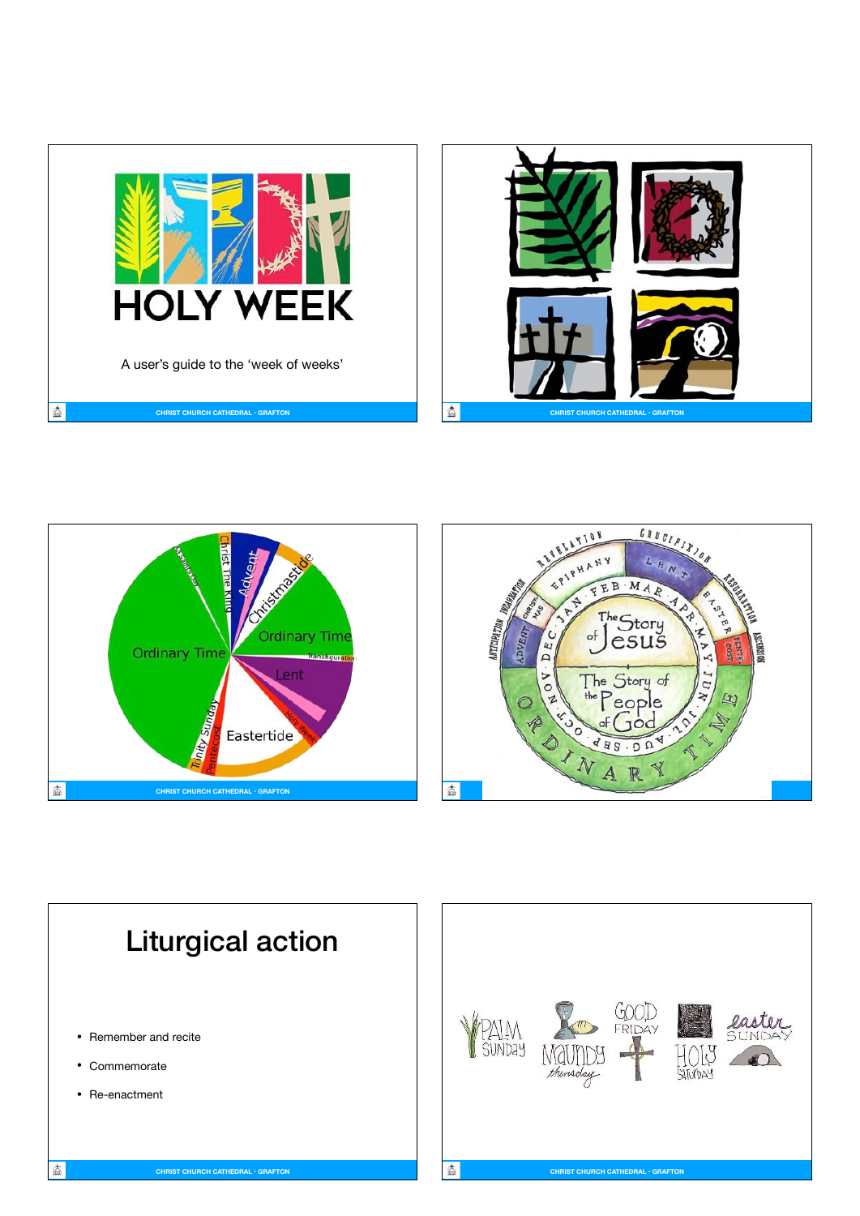# HOLY WEEK

A user's guide to the 'week of weeks'

## Liturgical action

- Remember and recite
- Commemorate
- Re-enactment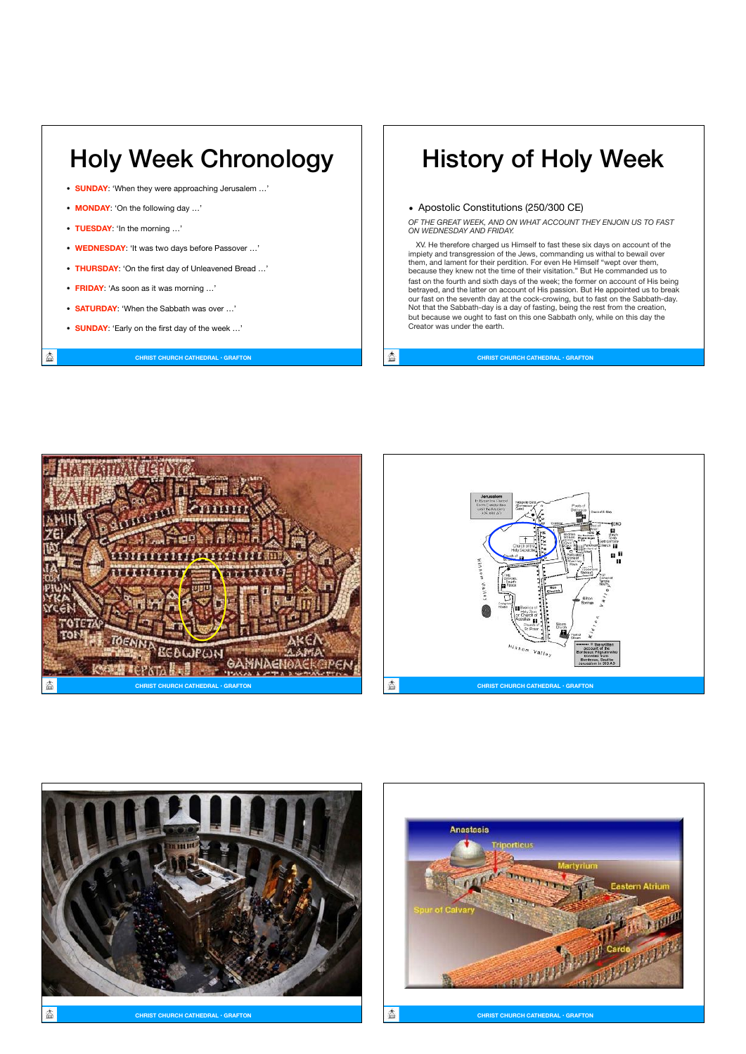# Holy Week Chronology

- **SUNDAY**: 'When they were approaching Jerusalem …'
- **MONDAY**: 'On the following day …'
- **TUESDAY**: 'In the morning …'
- **WEDNESDAY**: 'It was two days before Passover …'
- **THURSDAY**: 'On the first day of Unleavened Bread …'
- **FRIDAY**: 'As soon as it was morning …'
- **SATURDAY**: 'When the Sabbath was over …'
- **SUNDAY**: 'Early on the first day of the week …'

# History of Holy Week

- Apostolic Constitutions (250/300 CE)

*OF THE GREAT WEEK, AND ON WHAT ACCOUNT THEY ENJOIN US TO FAST ON WEDNESDAY AND FRIDAY.*

XV. He therefore charged us Himself to fast these six days on account of the impiety and transgression of the Jews, commanding us withal to bewail over them, and lament for their perdition. For even He Himself "wept over them, because they knew not the time of their visitation." But He commanded us to fast on the fourth and sixth days of the week; the former on account of His being betrayed, and the latter on account of His passion. But He appointed us to break our fast on the seventh day at the cock-crowing, but to fast on the Sabbath-day. Not that the Sabbath-day is a day of fasting, being the rest from the creation, but because we ought to fast on this one Sabbath only, while on this day the Creator was under the earth.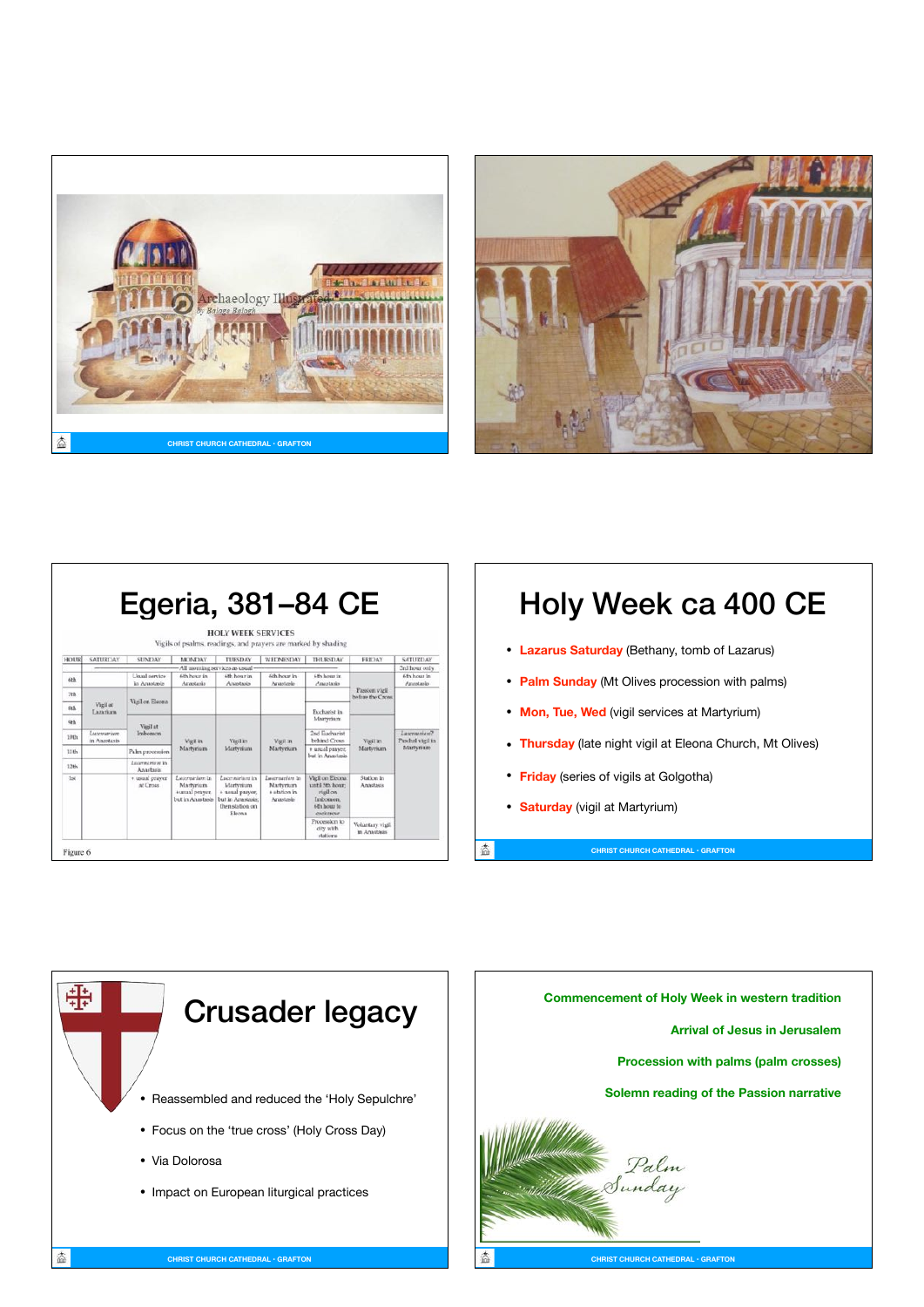# Egeria, 381–84 CE

HOLY WEEK SERVICES

Vigils of psalms, readings, and prayers are marked by shading

| HOUR | SATURDAY | SUNDAY | MONDAY | TUESDAY | WEDNESDAY | THURSDAY | FRIDAY | SATURDAY |
|---|---|---|---|---|---|---|---|---|
| | | All morning services as usual | | | | | | 3rd hour only |
| 6th | | Usual service in Anastasis | 6th hour in Anastasis | 6th hour in Anastasis | 6th hour in Anastasis | 6th hour in Anastasis | | 6th hour in Anastasis |
| 7th | | | | | | | Passion vigil before the Cross | |
| 8th | Vigil at Lazarium | Vigil on Eleona | | | | Eucharist in Martyrium | | |
| 9th | | Vigil at Imbomon | | | | | | |
| 10th | *Lucernarium* in Anastasis | | Vigil in Martyrium | Vigil in Martyrium | Vigil in Martyrium | 2nd Eucharist behind Cross + usual prayer, but in Anastasis | Vigil in Martyrium | *Lucernarium*? Paschal vigil in Martyrium |
| 11th | | Palm procession | | | | | | |
| 12th | | *Lucernarium* in Anastasis | | | | | | |
| 1st | | + usual prayer at Cross | *Lucernarium* in Martyrium + usual prayer, but in Anastasis | *Lucernarium* in Martyrium + usual prayer, but in Anastasis; Dismissal on Eleona | *Lucernarium* in Martyrium + station in Anastasis | Vigil on Eleona until 5th hour; vigil on Imbomon, 6th hour to cockcrow | Station in Anastasis | |
| | | | | | | Procession to city with stations | Voluntary vigil in Anastasis | |

Figure 6

# Holy Week ca 400 CE

- **Lazarus Saturday** (Bethany, tomb of Lazarus)
- **Palm Sunday** (Mt Olives procession with palms)
- **Mon, Tue, Wed** (vigil services at Martyrium)
- **Thursday** (late night vigil at Eleona Church, Mt Olives)
- **Friday** (series of vigils at Golgotha)
- **Saturday** (vigil at Martyrium)

# Crusader legacy

- Reassembled and reduced the 'Holy Sepulchre'
- Focus on the 'true cross' (Holy Cross Day)
- Via Dolorosa
- Impact on European liturgical practices

**Commencement of Holy Week in western tradition**

**Arrival of Jesus in Jerusalem**

**Procession with palms (palm crosses)**

**Solemn reading of the Passion narrative**

Palm Sunday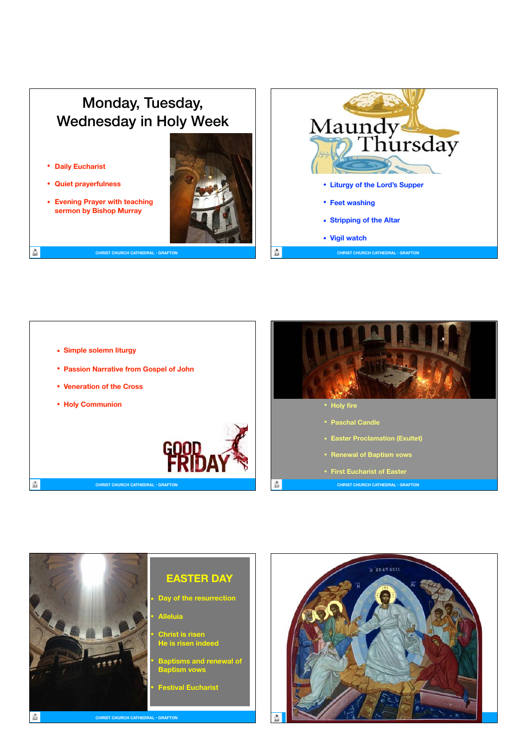# Monday, Tuesday, Wednesday in Holy Week

- Daily Eucharist
- Quiet prayerfulness
- Evening Prayer with teaching sermon by Bishop Murray

# Maundy Thursday

- Liturgy of the Lord's Supper
- Feet washing
- Stripping of the Altar
- Vigil watch

# Good Friday

- Simple solemn liturgy
- Passion Narrative from Gospel of John
- Veneration of the Cross
- Holy Communion

- Holy fire
- Paschal Candle
- Easter Proclamation (Exultet)
- Renewal of Baptism vows
- First Eucharist of Easter

# EASTER DAY

- Day of the resurrection
- Alleluia
- Christ is risen
  He is risen indeed
- Baptisms and renewal of Baptism vows
- Festival Eucharist